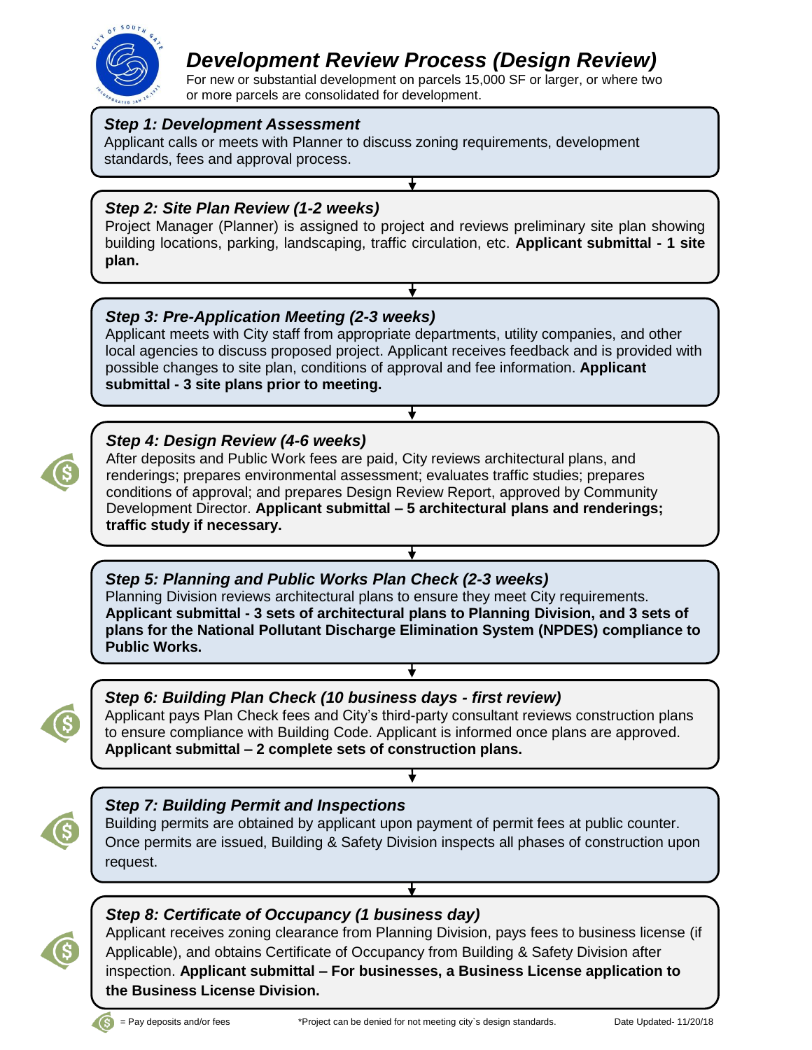# Development Review Process (Design Review)

For new or substantial development on parcels 15,000 SF or larger, or where two or more parcels are consolidated for development.

### Step 1: Development Assessment

Applicant calls or meets with Planner to discuss zoning requirements, development standards, fees and approval process.

### Step 2: Site Plan Review (1-2 weeks)

Project Manager (Planner) is assigned to project and reviews preliminary site plan showing building locations, parking, landscaping, traffic circulation, etc. **Applicant submittal - 1 site plan.**

### Step 3: Pre-Application Meeting (2-3 weeks)

Applicant meets with City staff from appropriate departments, utility companies, and other local agencies to discuss proposed project. Applicant receives feedback and is provided with possible changes to site plan, conditions of approval and fee information. **Applicant submittal - 3 site plans prior to meeting.**

### Step 4: Design Review (4-6 weeks)

After deposits and Public Work fees are paid, City reviews architectural plans, and renderings; prepares environmental assessment; evaluates traffic studies; prepares conditions of approval; and prepares Design Review Report, approved by Community Development Director. **Applicant submittal – 5 architectural plans and renderings; traffic study if necessary.**

### Step 5: Planning and Public Works Plan Check (2-3 weeks)

Planning Division reviews architectural plans to ensure they meet City requirements. **Applicant submittal - 3 sets of architectural plans to Planning Division, and 3 sets of plans for the National Pollutant Discharge Elimination System (NPDES) compliance to Public Works.**

### Step 6: Building Plan Check (10 business days - first review)

Applicant pays Plan Check fees and City's third-party consultant reviews construction plans to ensure compliance with Building Code. Applicant is informed once plans are approved. **Applicant submittal – 2 complete sets of construction plans.**

### Step 7: Building Permit and Inspections

Building permits are obtained by applicant upon payment of permit fees at public counter. Once permits are issued, Building & Safety Division inspects all phases of construction upon request.

### Step 8: Certificate of Occupancy (1 business day)

Applicant receives zoning clearance from Planning Division, pays fees to business license (if Applicable), and obtains Certificate of Occupancy from Building & Safety Division after inspection. **Applicant submittal – For businesses, a Business License application to the Business License Division.**

(\$) = Pay deposits and/or fees (Steps 4, 6, 7 and 8)

*Project can be denied for not meeting city`s design standards.

Date Updated- 11/20/18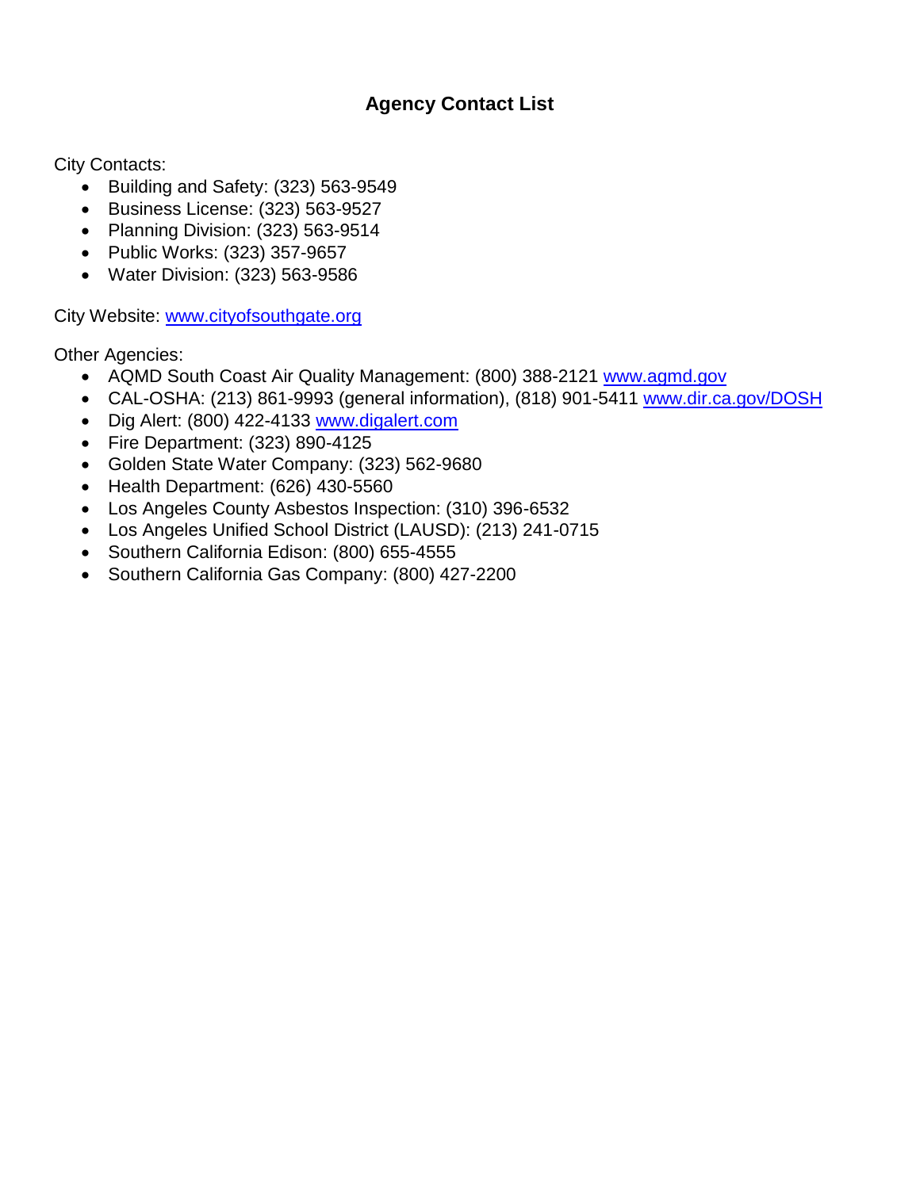## Agency Contact List

City Contacts:

- Building and Safety: (323) 563-9549
- Business License: (323) 563-9527
- Planning Division: (323) 563-9514
- Public Works: (323) 357-9657
- Water Division: (323) 563-9586

City Website: www.cityofsouthgate.org

Other Agencies:

- AQMD South Coast Air Quality Management: (800) 388-2121 www.aqmd.gov
- CAL-OSHA: (213) 861-9993 (general information), (818) 901-5411 www.dir.ca.gov/DOSH
- Dig Alert: (800) 422-4133 www.digalert.com
- Fire Department: (323) 890-4125
- Golden State Water Company: (323) 562-9680
- Health Department: (626) 430-5560
- Los Angeles County Asbestos Inspection: (310) 396-6532
- Los Angeles Unified School District (LAUSD): (213) 241-0715
- Southern California Edison: (800) 655-4555
- Southern California Gas Company: (800) 427-2200